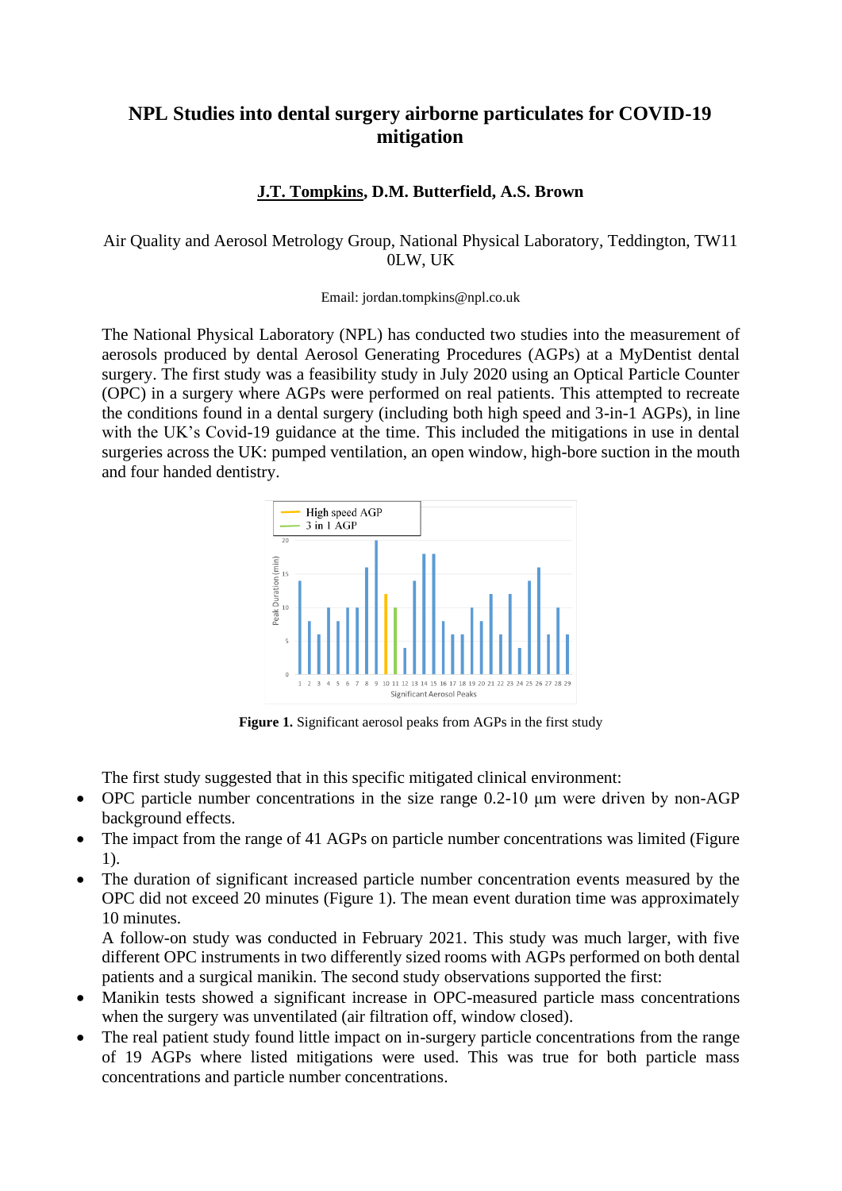# NPL Studies into dental surgery airborne particulates for COVID-19 mitigation

**J.T. Tompkins, D.M. Butterfield, A.S. Brown**

Air Quality and Aerosol Metrology Group, National Physical Laboratory, Teddington, TW11 0LW, UK

Email: jordan.tompkins@npl.co.uk

The National Physical Laboratory (NPL) has conducted two studies into the measurement of aerosols produced by dental Aerosol Generating Procedures (AGPs) at a MyDentist dental surgery. The first study was a feasibility study in July 2020 using an Optical Particle Counter (OPC) in a surgery where AGPs were performed on real patients. This attempted to recreate the conditions found in a dental surgery (including both high speed and 3-in-1 AGPs), in line with the UK's Covid-19 guidance at the time. This included the mitigations in use in dental surgeries across the UK: pumped ventilation, an open window, high-bore suction in the mouth and four handed dentistry.

**Figure 1.** Significant aerosol peaks from AGPs in the first study

The first study suggested that in this specific mitigated clinical environment:

- OPC particle number concentrations in the size range 0.2-10 μm were driven by non-AGP background effects.
- The impact from the range of 41 AGPs on particle number concentrations was limited (Figure 1).
- The duration of significant increased particle number concentration events measured by the OPC did not exceed 20 minutes (Figure 1). The mean event duration time was approximately 10 minutes.

A follow-on study was conducted in February 2021. This study was much larger, with five different OPC instruments in two differently sized rooms with AGPs performed on both dental patients and a surgical manikin. The second study observations supported the first:

- Manikin tests showed a significant increase in OPC-measured particle mass concentrations when the surgery was unventilated (air filtration off, window closed).
- The real patient study found little impact on in-surgery particle concentrations from the range of 19 AGPs where listed mitigations were used. This was true for both particle mass concentrations and particle number concentrations.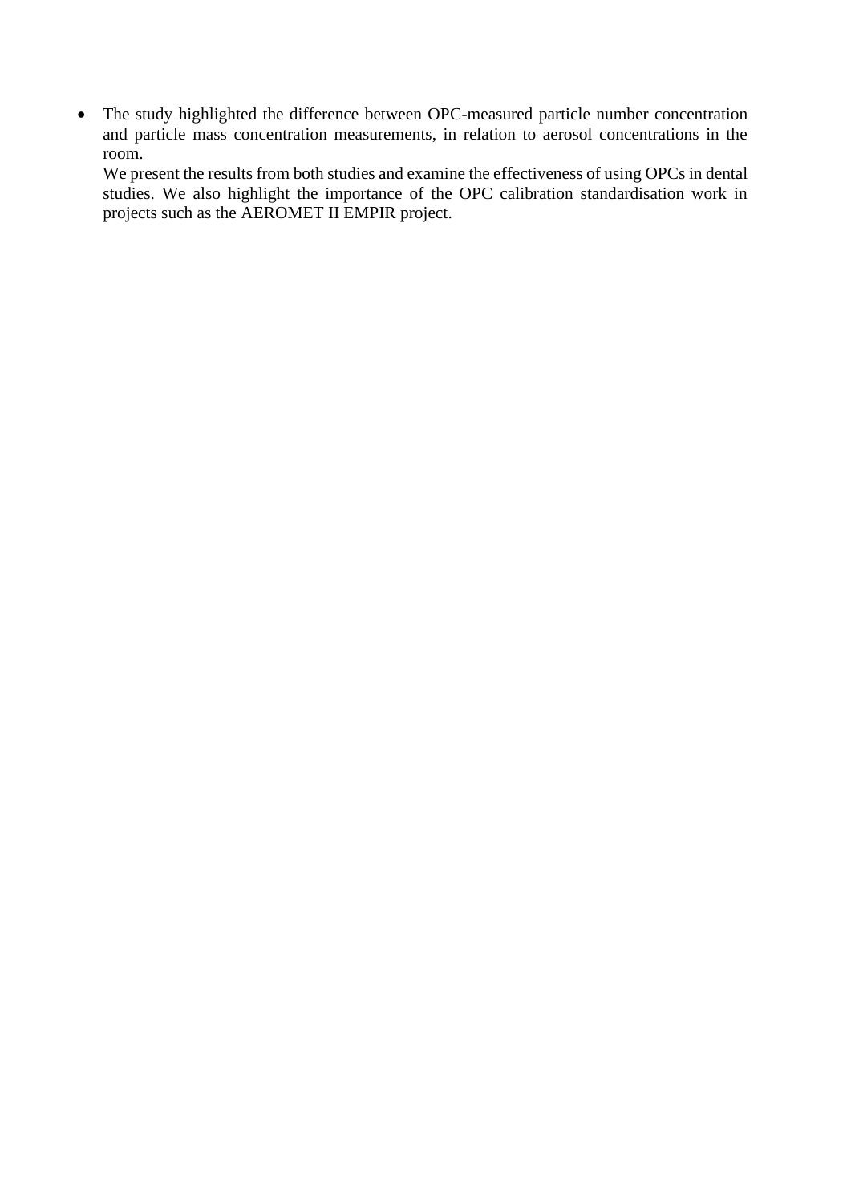- The study highlighted the difference between OPC-measured particle number concentration and particle mass concentration measurements, in relation to aerosol concentrations in the room.

  We present the results from both studies and examine the effectiveness of using OPCs in dental studies. We also highlight the importance of the OPC calibration standardisation work in projects such as the AEROMET II EMPIR project.